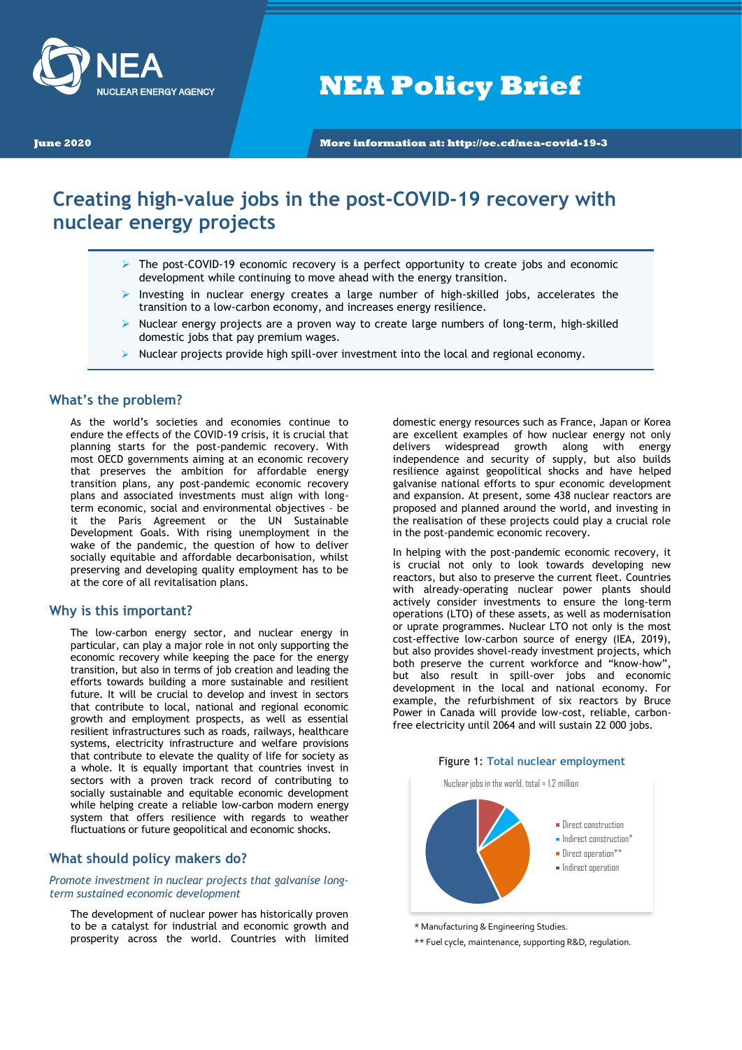NEA Policy Brief

June 2020

More information at: http://oe.cd/nea-covid-19-3

# Creating high-value jobs in the post-COVID-19 recovery with nuclear energy projects

- The post-COVID-19 economic recovery is a perfect opportunity to create jobs and economic development while continuing to move ahead with the energy transition.
- Investing in nuclear energy creates a large number of high-skilled jobs, accelerates the transition to a low-carbon economy, and increases energy resilience.
- Nuclear energy projects are a proven way to create large numbers of long-term, high-skilled domestic jobs that pay premium wages.
- Nuclear projects provide high spill-over investment into the local and regional economy.

## What's the problem?

As the world's societies and economies continue to endure the effects of the COVID-19 crisis, it is crucial that planning starts for the post-pandemic recovery. With most OECD governments aiming at an economic recovery that preserves the ambition for affordable energy transition plans, any post-pandemic economic recovery plans and associated investments must align with long-term economic, social and environmental objectives – be it the Paris Agreement or the UN Sustainable Development Goals. With rising unemployment in the wake of the pandemic, the question of how to deliver socially equitable and affordable decarbonisation, whilst preserving and developing quality employment has to be at the core of all revitalisation plans.

## Why is this important?

The low-carbon energy sector, and nuclear energy in particular, can play a major role in not only supporting the economic recovery while keeping the pace for the energy transition, but also in terms of job creation and leading the efforts towards building a more sustainable and resilient future. It will be crucial to develop and invest in sectors that contribute to local, national and regional economic growth and employment prospects, as well as essential resilient infrastructures such as roads, railways, healthcare systems, electricity infrastructure and welfare provisions that contribute to elevate the quality of life for society as a whole. It is equally important that countries invest in sectors with a proven track record of contributing to socially sustainable and equitable economic development while helping create a reliable low-carbon modern energy system that offers resilience with regards to weather fluctuations or future geopolitical and economic shocks.

## What should policy makers do?

*Promote investment in nuclear projects that galvanise long-term sustained economic development*

The development of nuclear power has historically proven to be a catalyst for industrial and economic growth and prosperity across the world. Countries with limited domestic energy resources such as France, Japan or Korea are excellent examples of how nuclear energy not only delivers widespread growth along with energy independence and security of supply, but also builds resilience against geopolitical shocks and have helped galvanise national efforts to spur economic development and expansion. At present, some 438 nuclear reactors are proposed and planned around the world, and investing in the realisation of these projects could play a crucial role in the post-pandemic economic recovery.

In helping with the post-pandemic economic recovery, it is crucial not only to look towards developing new reactors, but also to preserve the current fleet. Countries with already-operating nuclear power plants should actively consider investments to ensure the long-term operations (LTO) of these assets, as well as modernisation or uprate programmes. Nuclear LTO not only is the most cost-effective low-carbon source of energy (IEA, 2019), but also provides shovel-ready investment projects, which both preserve the current workforce and "know-how", but also result in spill-over jobs and economic development in the local and national economy. For example, the refurbishment of six reactors by Bruce Power in Canada will provide low-cost, reliable, carbon-free electricity until 2064 and will sustain 22 000 jobs.

Figure 1: Total nuclear employment

Nuclear jobs in the world, total = 1.2 million

- Direct construction
- Indirect construction*
- Direct operation**
- Indirect operation

\* Manufacturing & Engineering Studies.

\*\* Fuel cycle, maintenance, supporting R&D, regulation.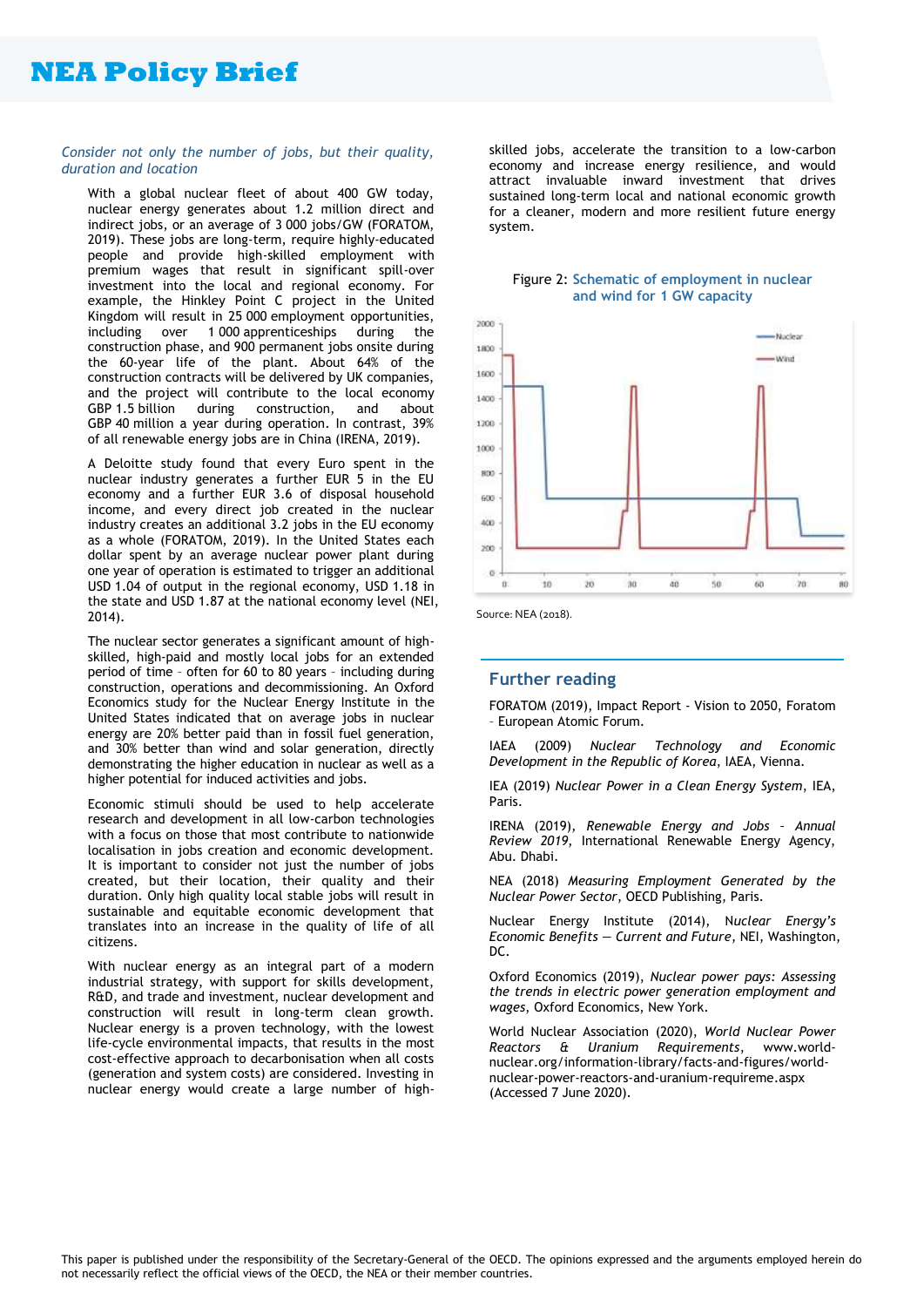*Consider not only the number of jobs, but their quality, duration and location*

With a global nuclear fleet of about 400 GW today, nuclear energy generates about 1.2 million direct and indirect jobs, or an average of 3 000 jobs/GW (FORATOM, 2019). These jobs are long-term, require highly-educated people and provide high-skilled employment with premium wages that result in significant spill-over investment into the local and regional economy. For example, the Hinkley Point C project in the United Kingdom will result in 25 000 employment opportunities, including over 1 000 apprenticeships during the construction phase, and 900 permanent jobs onsite during the 60-year life of the plant. About 64% of the construction contracts will be delivered by UK companies, and the project will contribute to the local economy GBP 1.5 billion during construction, and about GBP 40 million a year during operation. In contrast, 39% of all renewable energy jobs are in China (IRENA, 2019).

A Deloitte study found that every Euro spent in the nuclear industry generates a further EUR 5 in the EU economy and a further EUR 3.6 of disposal household income, and every direct job created in the nuclear industry creates an additional 3.2 jobs in the EU economy as a whole (FORATOM, 2019). In the United States each dollar spent by an average nuclear power plant during one year of operation is estimated to trigger an additional USD 1.04 of output in the regional economy, USD 1.18 in the state and USD 1.87 at the national economy level (NEI, 2014).

The nuclear sector generates a significant amount of high-skilled, high-paid and mostly local jobs for an extended period of time – often for 60 to 80 years – including during construction, operations and decommissioning. An Oxford Economics study for the Nuclear Energy Institute in the United States indicated that on average jobs in nuclear energy are 20% better paid than in fossil fuel generation, and 30% better than wind and solar generation, directly demonstrating the higher education as well as a higher potential for induced activities and jobs.

Economic stimuli should be used to help accelerate research and development in all low-carbon technologies with a focus on those that most contribute to nationwide localisation in jobs creation and economic development. It is important to consider not just the number of jobs created, but their location, their quality and their duration. Only high quality local stable jobs will result in sustainable and equitable economic development that translates into an increase in the quality of life of all citizens.

With nuclear energy as an integral part of a modern industrial strategy, with support for skills development, R&D, and trade and investment, nuclear development and construction will result in long-term clean growth. Nuclear energy is a proven technology, with the lowest life-cycle environmental impacts, that results in the most cost-effective approach to decarbonisation when all costs (generation and system costs) are considered. Investing in nuclear energy would create a large number of high-skilled jobs, accelerate the transition to a low-carbon economy and increase energy resilience, and would attract invaluable inward investment that drives sustained long-term local and national economic growth for a cleaner, modern and more resilient future energy system.

Figure 2: Schematic of employment in nuclear and wind for 1 GW capacity

2000
1800
1600
1400
1200
1000
800
600
400
200
0

0 10 20 30 40 50 60 70 80

Nuclear
Wind

Source: NEA (2018).

## Further reading

FORATOM (2019), Impact Report - Vision to 2050, Foratom – European Atomic Forum.

IAEA (2009) *Nuclear Technology and Economic Development in the Republic of Korea*, IAEA, Vienna.

IEA (2019) *Nuclear Power in a Clean Energy System*, IEA, Paris.

IRENA (2019), *Renewable Energy and Jobs – Annual Review 2019*, International Renewable Energy Agency, Abu. Dhabi.

NEA (2018) *Measuring Employment Generated by the Nuclear Power Sector*, OECD Publishing, Paris.

Nuclear Energy Institute (2014), *Nuclear Energy's Economic Benefits — Current and Future*, NEI, Washington, DC.

Oxford Economics (2019), *Nuclear power pays: Assessing the trends in electric power generation employment and wages*, Oxford Economics, New York.

World Nuclear Association (2020), *World Nuclear Power Reactors & Uranium Requirements*, www.world-nuclear.org/information-library/facts-and-figures/world-nuclear-power-reactors-and-uranium-requireme.aspx (Accessed 7 June 2020).

This paper is published under the responsibility of the Secretary-General of the OECD. The opinions expressed and the arguments employed herein do not necessarily reflect the official views of the OECD, the NEA or their member countries.